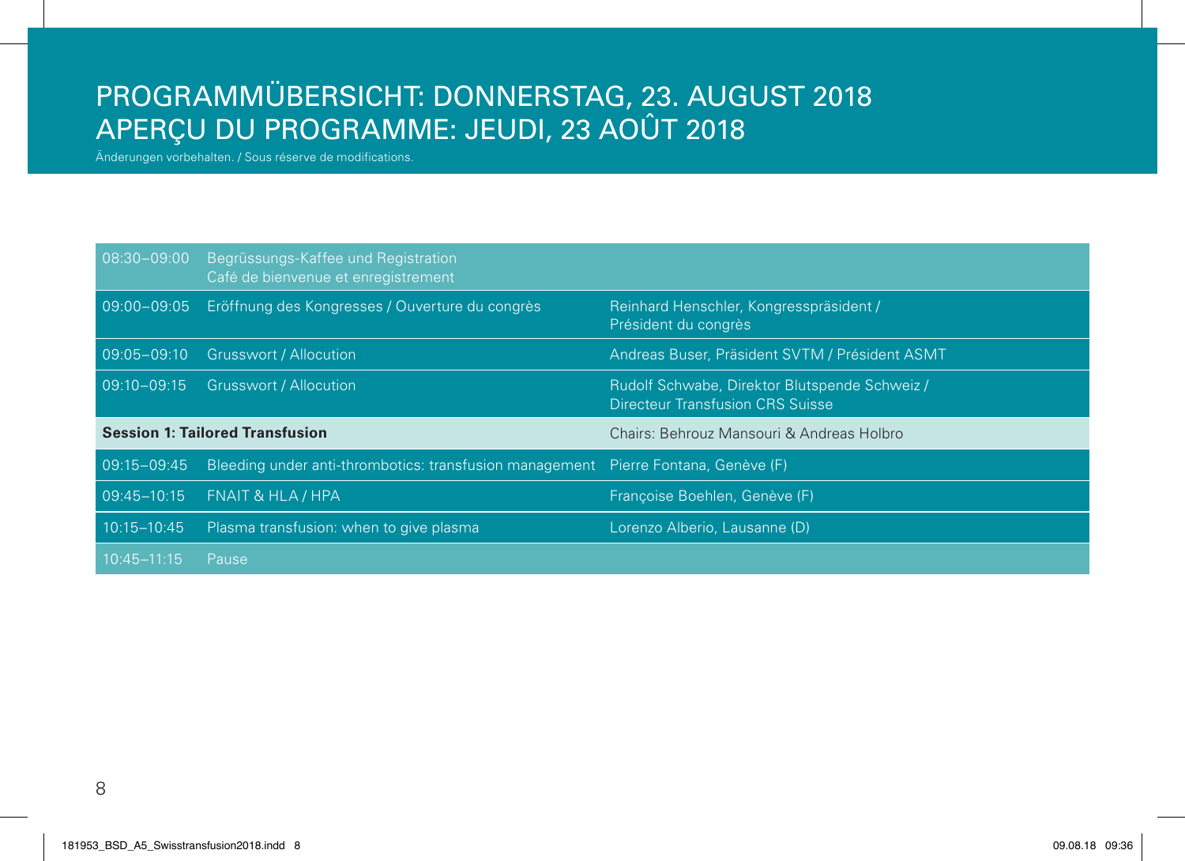# PROGRAMMÜBERSICHT: DONNERSTAG, 23. AUGUST 2018
# APERÇU DU PROGRAMME: JEUDI, 23 AOÛT 2018

Änderungen vorbehalten. / Sous réserve de modifications.

| | | |
|---|---|---|
| 08:30–09:00 | Begrüssungs-Kaffee und Registration<br>Café de bienvenue et enregistrement | |
| 09:00–09:05 | Eröffnung des Kongresses / Ouverture du congrès | Reinhard Henschler, Kongresspräsident / Président du congrès |
| 09:05–09:10 | Grusswort / Allocution | Andreas Buser, Präsident SVTM / Président ASMT |
| 09:10–09:15 | Grusswort / Allocution | Rudolf Schwabe, Direktor Blutspende Schweiz / Directeur Transfusion CRS Suisse |
| **Session 1: Tailored Transfusion** | | Chairs: Behrouz Mansouri & Andreas Holbro |
| 09:15–09:45 | Bleeding under anti-thrombotics: transfusion management | Pierre Fontana, Genève (F) |
| 09:45–10:15 | FNAIT & HLA / HPA | Françoise Boehlen, Genève (F) |
| 10:15–10:45 | Plasma transfusion: when to give plasma | Lorenzo Alberio, Lausanne (D) |
| 10:45–11:15 | Pause | |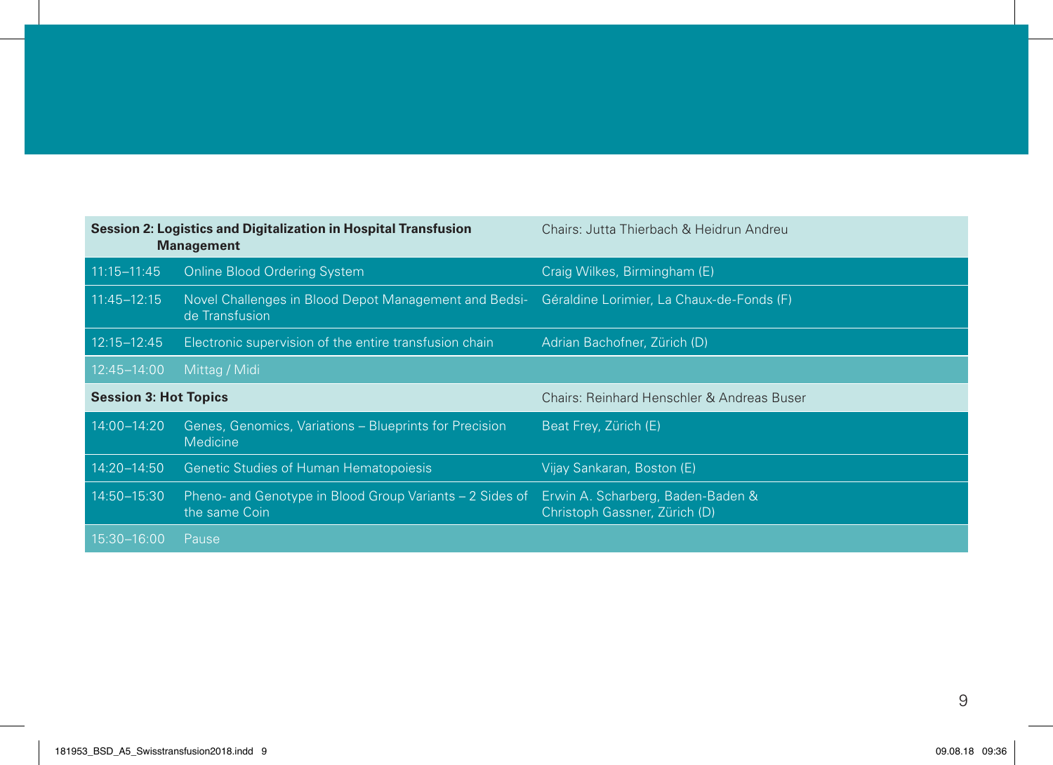| Session 2: Logistics and Digitalization in Hospital Transfusion Management | | Chairs: Jutta Thierbach & Heidrun Andreu |
|---|---|---|
| 11:15–11:45 | Online Blood Ordering System | Craig Wilkes, Birmingham (E) |
| 11:45–12:15 | Novel Challenges in Blood Depot Management and Bedside Transfusion | Géraldine Lorimier, La Chaux-de-Fonds (F) |
| 12:15–12:45 | Electronic supervision of the entire transfusion chain | Adrian Bachofner, Zürich (D) |
| 12:45–14:00 | Mittag / Midi | |
| **Session 3: Hot Topics** | | Chairs: Reinhard Henschler & Andreas Buser |
| 14:00–14:20 | Genes, Genomics, Variations – Blueprints for Precision Medicine | Beat Frey, Zürich (E) |
| 14:20–14:50 | Genetic Studies of Human Hematopoiesis | Vijay Sankaran, Boston (E) |
| 14:50–15:30 | Pheno- and Genotype in Blood Group Variants – 2 Sides of the same Coin | Erwin A. Scharberg, Baden-Baden & Christoph Gassner, Zürich (D) |
| 15:30–16:00 | Pause | |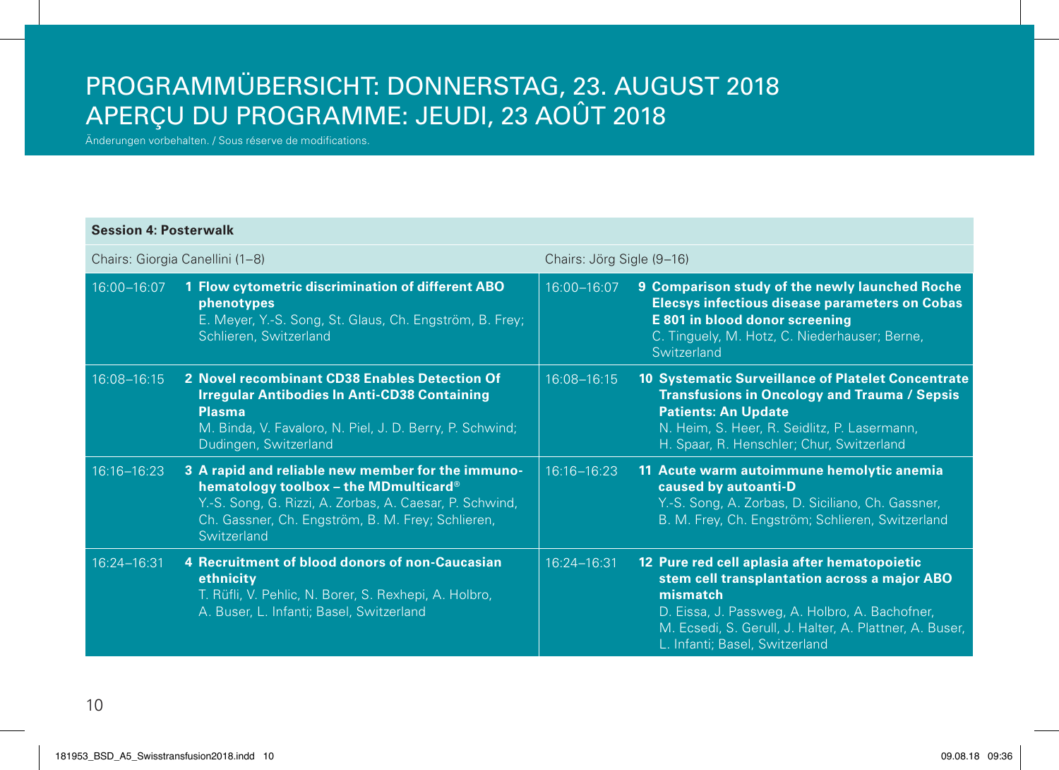# PROGRAMMÜBERSICHT: DONNERSTAG, 23. AUGUST 2018
# APERÇU DU PROGRAMME: JEUDI, 23 AOÛT 2018

Änderungen vorbehalten. / Sous réserve de modifications.

| **Session 4: Posterwalk** | | | |
|---|---|---|---|
| Chairs: Giorgia Canellini (1–8) | | Chairs: Jörg Sigle (9–16) | |
| 16:00–16:07 | **1 Flow cytometric discrimination of different ABO phenotypes** E. Meyer, Y.-S. Song, St. Glaus, Ch. Engström, B. Frey; Schlieren, Switzerland | 16:00–16:07 | **9 Comparison study of the newly launched Roche Elecsys infectious disease parameters on Cobas E 801 in blood donor screening** C. Tinguely, M. Hotz, C. Niederhauser; Berne, Switzerland |
| 16:08–16:15 | **2 Novel recombinant CD38 Enables Detection Of Irregular Antibodies In Anti-CD38 Containing Plasma** M. Binda, V. Favaloro, N. Piel, J. D. Berry, P. Schwind; Dudingen, Switzerland | 16:08–16:15 | **10 Systematic Surveillance of Platelet Concentrate Transfusions in Oncology and Trauma / Sepsis Patients: An Update** N. Heim, S. Heer, R. Seidlitz, P. Lasermann, H. Spaar, R. Henschler; Chur, Switzerland |
| 16:16–16:23 | **3 A rapid and reliable new member for the immuno-hematology toolbox – the MDmulticard®** Y.-S. Song, G. Rizzi, A. Zorbas, A. Caesar, P. Schwind, Ch. Gassner, Ch. Engström, B. M. Frey; Schlieren, Switzerland | 16:16–16:23 | **11 Acute warm autoimmune hemolytic anemia caused by autoanti-D** Y.-S. Song, A. Zorbas, D. Siciliano, Ch. Gassner, B. M. Frey, Ch. Engström; Schlieren, Switzerland |
| 16:24–16:31 | **4 Recruitment of blood donors of non-Caucasian ethnicity** T. Rüfli, V. Pehlic, N. Borer, S. Rexhepi, A. Holbro, A. Buser, L. Infanti; Basel, Switzerland | 16:24–16:31 | **12 Pure red cell aplasia after hematopoietic stem cell transplantation across a major ABO mismatch** D. Eissa, J. Passweg, A. Holbro, A. Bachofner, M. Ecsedi, S. Gerull, J. Halter, A. Plattner, A. Buser, L. Infanti; Basel, Switzerland |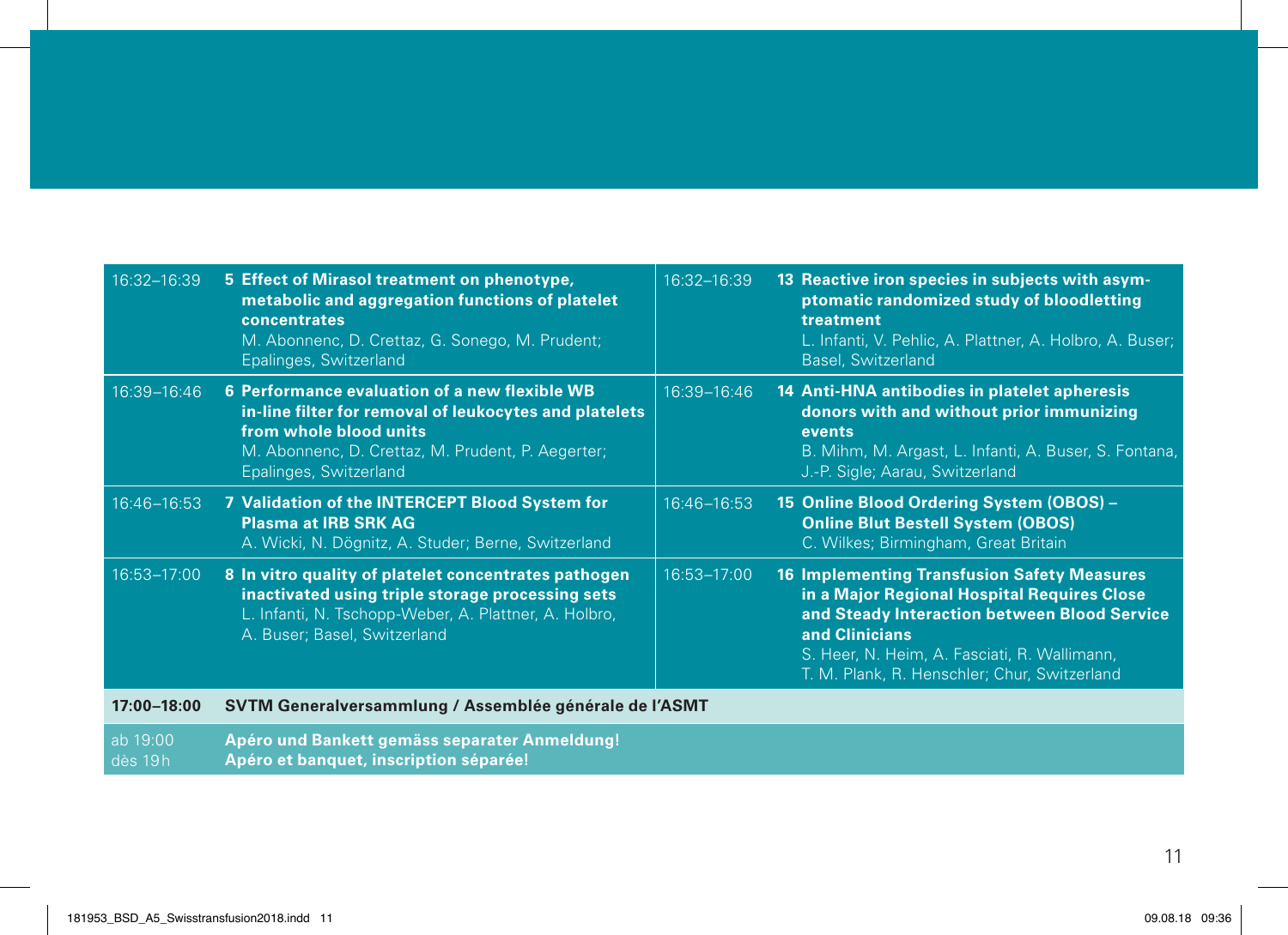| | | | |
|---|---|---|---|
| 16:32–16:39 | **5 Effect of Mirasol treatment on phenotype, metabolic and aggregation functions of platelet concentrates**<br>M. Abonnenc, D. Crettaz, G. Sonego, M. Prudent; Epalinges, Switzerland | 16:32–16:39 | **13 Reactive iron species in subjects with asymptomatic randomized study of bloodletting treatment**<br>L. Infanti, V. Pehlic, A. Plattner, A. Holbro, A. Buser; Basel, Switzerland |
| 16:39–16:46 | **6 Performance evaluation of a new flexible WB in-line filter for removal of leukocytes and platelets from whole blood units**<br>M. Abonnenc, D. Crettaz, M. Prudent, P. Aegerter; Epalinges, Switzerland | 16:39–16:46 | **14 Anti-HNA antibodies in platelet apheresis donors with and without prior immunizing events**<br>B. Mihm, M. Argast, L. Infanti, A. Buser, S. Fontana, J.-P. Sigle; Aarau, Switzerland |
| 16:46–16:53 | **7 Validation of the INTERCEPT Blood System for Plasma at IRB SRK AG**<br>A. Wicki, N. Dögnitz, A. Studer; Berne, Switzerland | 16:46–16:53 | **15 Online Blood Ordering System (OBOS) – Online Blut Bestell System (OBOS)**<br>C. Wilkes; Birmingham, Great Britain |
| 16:53–17:00 | **8 In vitro quality of platelet concentrates pathogen inactivated using triple storage processing sets**<br>L. Infanti, N. Tschopp-Weber, A. Plattner, A. Holbro, A. Buser; Basel, Switzerland | 16:53–17:00 | **16 Implementing Transfusion Safety Measures in a Major Regional Hospital Requires Close and Steady Interaction between Blood Service and Clinicians**<br>S. Heer, N. Heim, A. Fasciati, R. Wallimann, T. M. Plank, R. Henschler; Chur, Switzerland |
| **17:00–18:00** | **SVTM Generalversammlung / Assemblée générale de l'ASMT** | | |
| ab 19:00<br>dès 19 h | **Apéro und Bankett gemäss separater Anmeldung!**<br>**Apéro et banquet, inscription séparée!** | | |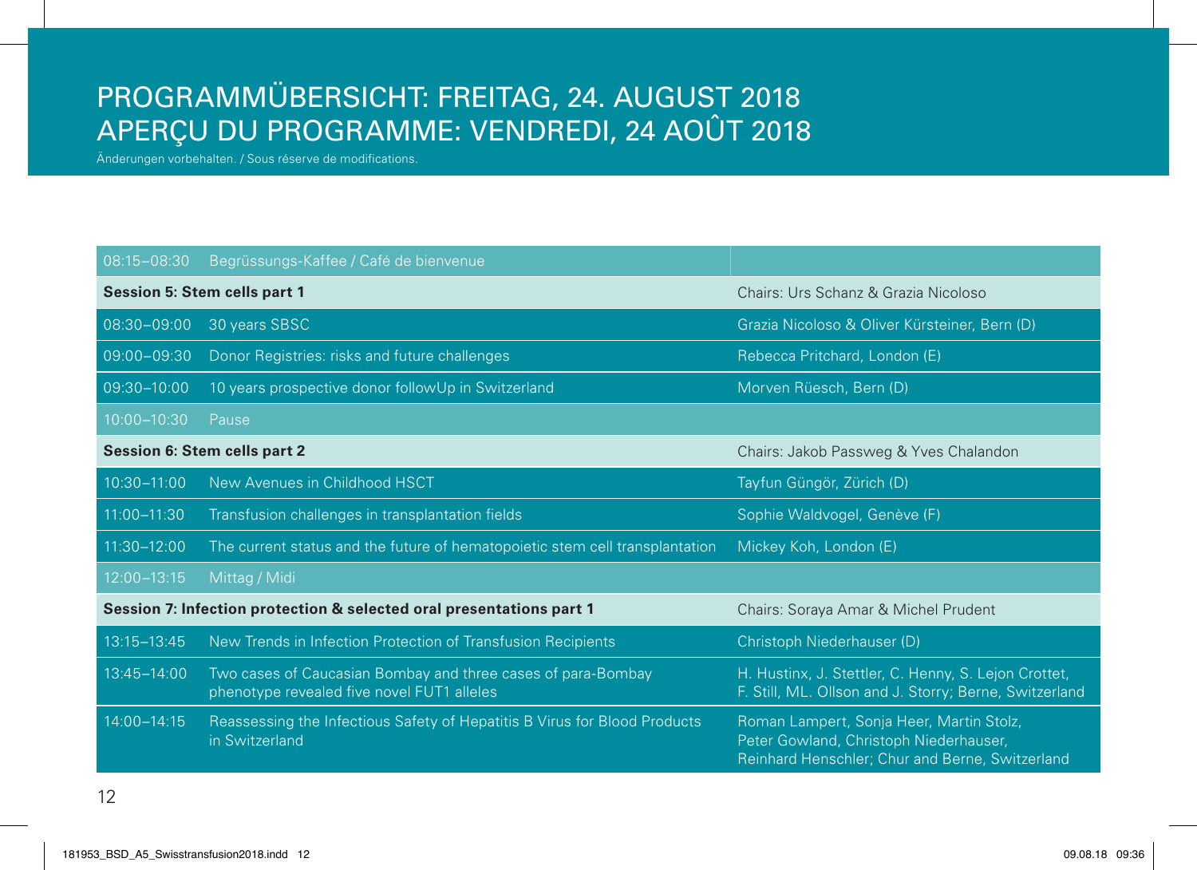# PROGRAMMÜBERSICHT: FREITAG, 24. AUGUST 2018
# APERÇU DU PROGRAMME: VENDREDI, 24 AOÛT 2018

Änderungen vorbehalten. / Sous réserve de modifications.

| | | |
|---|---|---|
| 08:15–08:30 | Begrüssungs-Kaffee / Café de bienvenue | |
| **Session 5: Stem cells part 1** | | Chairs: Urs Schanz & Grazia Nicoloso |
| 08:30–09:00 | 30 years SBSC | Grazia Nicoloso & Oliver Kürsteiner, Bern (D) |
| 09:00–09:30 | Donor Registries: risks and future challenges | Rebecca Pritchard, London (E) |
| 09:30–10:00 | 10 years prospective donor followUp in Switzerland | Morven Rüesch, Bern (D) |
| 10:00–10:30 | Pause | |
| **Session 6: Stem cells part 2** | | Chairs: Jakob Passweg & Yves Chalandon |
| 10:30–11:00 | New Avenues in Childhood HSCT | Tayfun Güngör, Zürich (D) |
| 11:00–11:30 | Transfusion challenges in transplantation fields | Sophie Waldvogel, Genève (F) |
| 11:30–12:00 | The current status and the future of hematopoietic stem cell transplantation | Mickey Koh, London (E) |
| 12:00–13:15 | Mittag / Midi | |
| **Session 7: Infection protection & selected oral presentations part 1** | | Chairs: Soraya Amar & Michel Prudent |
| 13:15–13:45 | New Trends in Infection Protection of Transfusion Recipients | Christoph Niederhauser (D) |
| 13:45–14:00 | Two cases of Caucasian Bombay and three cases of para-Bombay phenotype revealed five novel FUT1 alleles | H. Hustinx, J. Stettler, C. Henny, S. Lejon Crottet, F. Still, ML. Ollson and J. Storry; Berne, Switzerland |
| 14:00–14:15 | Reassessing the Infectious Safety of Hepatitis B Virus for Blood Products in Switzerland | Roman Lampert, Sonja Heer, Martin Stolz, Peter Gowland, Christoph Niederhauser, Reinhard Henschler; Chur and Berne, Switzerland |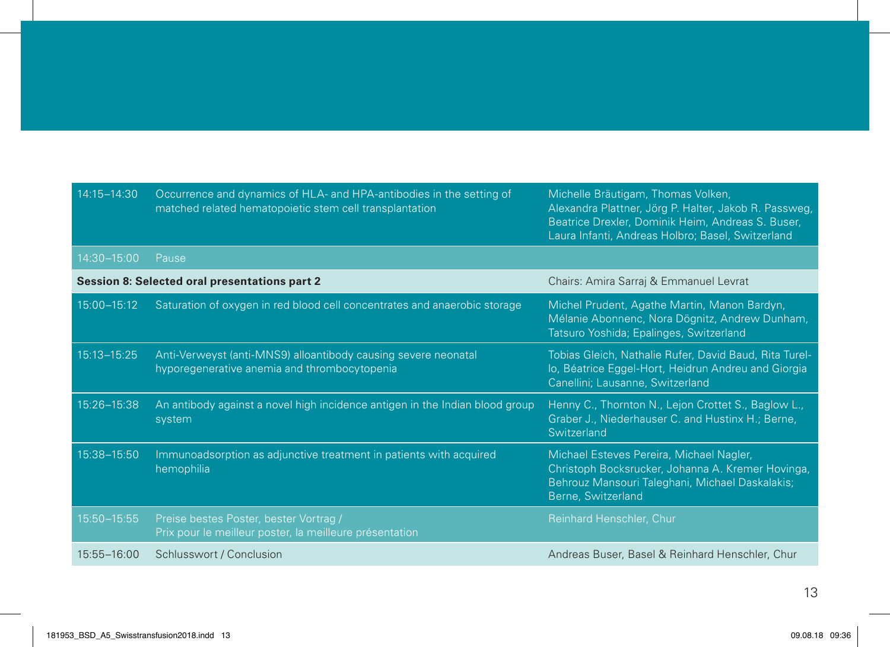| | | |
|---|---|---|
| 14:15–14:30 | Occurrence and dynamics of HLA- and HPA-antibodies in the setting of matched related hematopoietic stem cell transplantation | Michelle Bräutigam, Thomas Volken, Alexandra Plattner, Jörg P. Halter, Jakob R. Passweg, Beatrice Drexler, Dominik Heim, Andreas S. Buser, Laura Infanti, Andreas Holbro; Basel, Switzerland |
| 14:30–15:00 | Pause | |
| **Session 8: Selected oral presentations part 2** | | Chairs: Amira Sarraj & Emmanuel Levrat |
| 15:00–15:12 | Saturation of oxygen in red blood cell concentrates and anaerobic storage | Michel Prudent, Agathe Martin, Manon Bardyn, Mélanie Abonnenc, Nora Dögnitz, Andrew Dunham, Tatsuro Yoshida; Epalinges, Switzerland |
| 15:13–15:25 | Anti-Verweyst (anti-MNS9) alloantibody causing severe neonatal hyporegenerative anemia and thrombocytopenia | Tobias Gleich, Nathalie Rufer, David Baud, Rita Turello, Béatrice Eggel-Hort, Heidrun Andreu and Giorgia Canellini; Lausanne, Switzerland |
| 15:26–15:38 | An antibody against a novel high incidence antigen in the Indian blood group system | Henny C., Thornton N., Lejon Crottet S., Baglow L., Graber J., Niederhauser C. and Hustinx H.; Berne, Switzerland |
| 15:38–15:50 | Immunoadsorption as adjunctive treatment in patients with acquired hemophilia | Michael Esteves Pereira, Michael Nagler, Christoph Bocksrucker, Johanna A. Kremer Hovinga, Behrouz Mansouri Taleghani, Michael Daskalakis; Berne, Switzerland |
| 15:50–15:55 | Preise bestes Poster, bester Vortrag / Prix pour le meilleur poster, la meilleure présentation | Reinhard Henschler, Chur |
| 15:55–16:00 | Schlusswort / Conclusion | Andreas Buser, Basel & Reinhard Henschler, Chur |